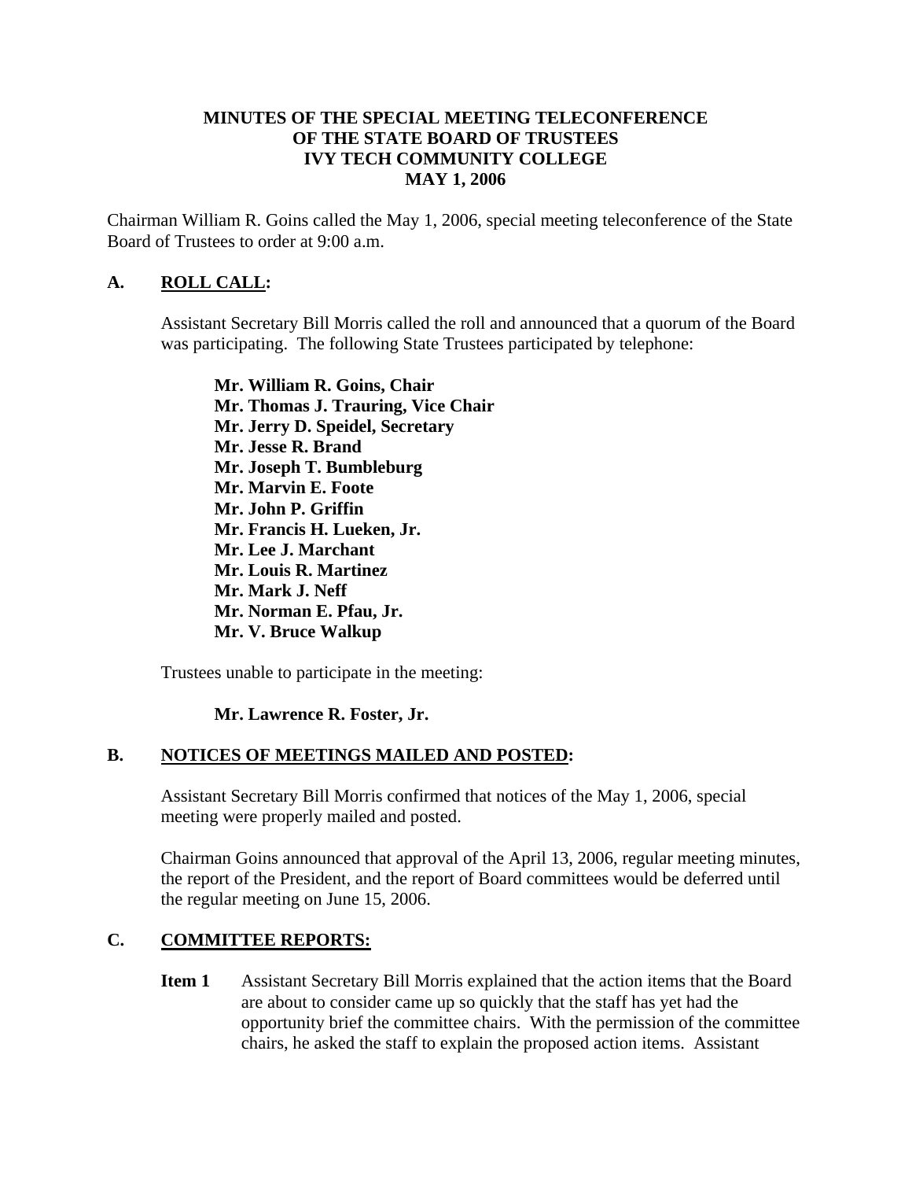**MINUTES OF THE SPECIAL MEETING TELECONFERENCE OF THE STATE BOARD OF TRUSTEES IVY TECH COMMUNITY COLLEGE MAY 1, 2006**

Chairman William R. Goins called the May 1, 2006, special meeting teleconference of the State Board of Trustees to order at 9:00 a.m.

## A. ROLL CALL:

Assistant Secretary Bill Morris called the roll and announced that a quorum of the Board was participating. The following State Trustees participated by telephone:

**Mr. William R. Goins, Chair**
**Mr. Thomas J. Trauring, Vice Chair**
**Mr. Jerry D. Speidel, Secretary**
**Mr. Jesse R. Brand**
**Mr. Joseph T. Bumbleburg**
**Mr. Marvin E. Foote**
**Mr. John P. Griffin**
**Mr. Francis H. Lueken, Jr.**
**Mr. Lee J. Marchant**
**Mr. Louis R. Martinez**
**Mr. Mark J. Neff**
**Mr. Norman E. Pfau, Jr.**
**Mr. V. Bruce Walkup**

Trustees unable to participate in the meeting:

**Mr. Lawrence R. Foster, Jr.**

## B. NOTICES OF MEETINGS MAILED AND POSTED:

Assistant Secretary Bill Morris confirmed that notices of the May 1, 2006, special meeting were properly mailed and posted.

Chairman Goins announced that approval of the April 13, 2006, regular meeting minutes, the report of the President, and the report of Board committees would be deferred until the regular meeting on June 15, 2006.

## C. COMMITTEE REPORTS:

**Item 1** Assistant Secretary Bill Morris explained that the action items that the Board are about to consider came up so quickly that the staff has yet had the opportunity brief the committee chairs. With the permission of the committee chairs, he asked the staff to explain the proposed action items. Assistant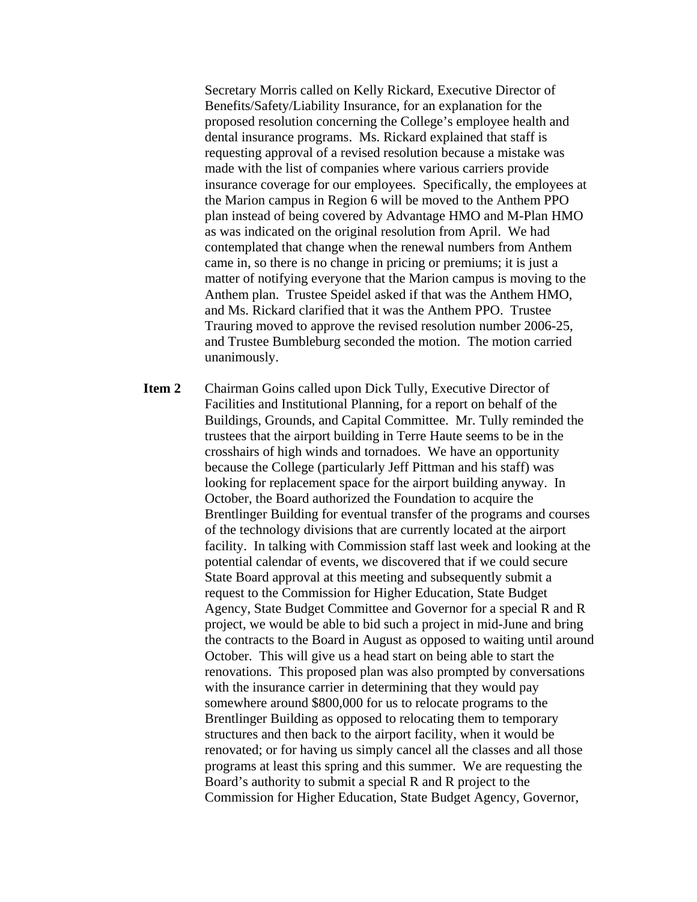Secretary Morris called on Kelly Rickard, Executive Director of Benefits/Safety/Liability Insurance, for an explanation for the proposed resolution concerning the College's employee health and dental insurance programs. Ms. Rickard explained that staff is requesting approval of a revised resolution because a mistake was made with the list of companies where various carriers provide insurance coverage for our employees. Specifically, the employees at the Marion campus in Region 6 will be moved to the Anthem PPO plan instead of being covered by Advantage HMO and M-Plan HMO as was indicated on the original resolution from April. We had contemplated that change when the renewal numbers from Anthem came in, so there is no change in pricing or premiums; it is just a matter of notifying everyone that the Marion campus is moving to the Anthem plan. Trustee Speidel asked if that was the Anthem HMO, and Ms. Rickard clarified that it was the Anthem PPO. Trustee Trauring moved to approve the revised resolution number 2006-25, and Trustee Bumbleburg seconded the motion. The motion carried unanimously.

**Item 2** Chairman Goins called upon Dick Tully, Executive Director of Facilities and Institutional Planning, for a report on behalf of the Buildings, Grounds, and Capital Committee. Mr. Tully reminded the trustees that the airport building in Terre Haute seems to be in the crosshairs of high winds and tornadoes. We have an opportunity because the College (particularly Jeff Pittman and his staff) was looking for replacement space for the airport building anyway. In October, the Board authorized the Foundation to acquire the Brentlinger Building for eventual transfer of the programs and courses of the technology divisions that are currently located at the airport facility. In talking with Commission staff last week and looking at the potential calendar of events, we discovered that if we could secure State Board approval at this meeting and subsequently submit a request to the Commission for Higher Education, State Budget Agency, State Budget Committee and Governor for a special R and R project, we would be able to bid such a project in mid-June and bring the contracts to the Board in August as opposed to waiting until around October. This will give us a head start on being able to start the renovations. This proposed plan was also prompted by conversations with the insurance carrier in determining that they would pay somewhere around $800,000 for us to relocate programs to the Brentlinger Building as opposed to relocating them to temporary structures and then back to the airport facility, when it would be renovated; or for having us simply cancel all the classes and all those programs at least this spring and this summer. We are requesting the Board's authority to submit a special R and R project to the Commission for Higher Education, State Budget Agency, Governor,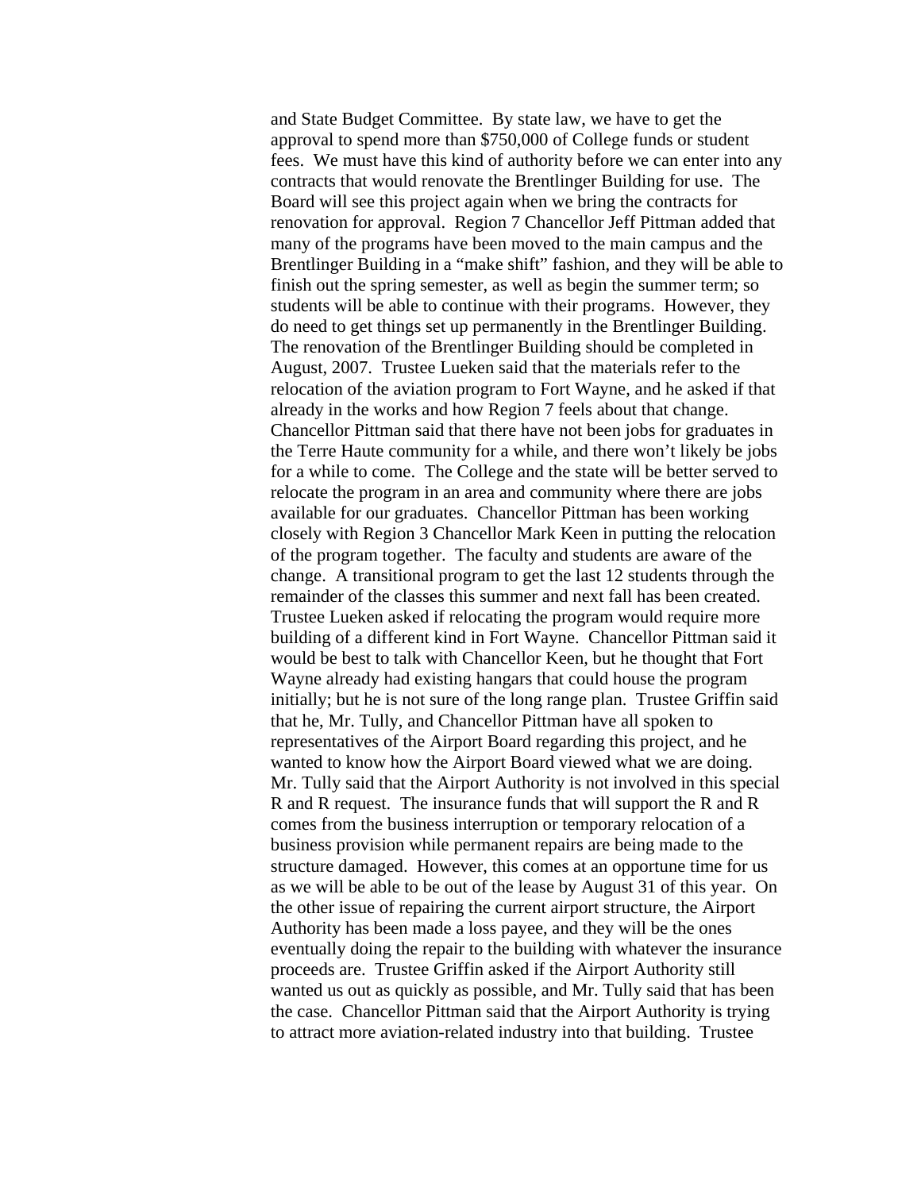and State Budget Committee. By state law, we have to get the approval to spend more than $750,000 of College funds or student fees. We must have this kind of authority before we can enter into any contracts that would renovate the Brentlinger Building for use. The Board will see this project again when we bring the contracts for renovation for approval. Region 7 Chancellor Jeff Pittman added that many of the programs have been moved to the main campus and the Brentlinger Building in a "make shift" fashion, and they will be able to finish out the spring semester, as well as begin the summer term; so students will be able to continue with their programs. However, they do need to get things set up permanently in the Brentlinger Building. The renovation of the Brentlinger Building should be completed in August, 2007. Trustee Lueken said that the materials refer to the relocation of the aviation program to Fort Wayne, and he asked if that already in the works and how Region 7 feels about that change. Chancellor Pittman said that there have not been jobs for graduates in the Terre Haute community for a while, and there won't likely be jobs for a while to come. The College and the state will be better served to relocate the program in an area and community where there are jobs available for our graduates. Chancellor Pittman has been working closely with Region 3 Chancellor Mark Keen in putting the relocation of the program together. The faculty and students are aware of the change. A transitional program to get the last 12 students through the remainder of the classes this summer and next fall has been created. Trustee Lueken asked if relocating the program would require more building of a different kind in Fort Wayne. Chancellor Pittman said it would be best to talk with Chancellor Keen, but he thought that Fort Wayne already had existing hangars that could house the program initially; but he is not sure of the long range plan. Trustee Griffin said that he, Mr. Tully, and Chancellor Pittman have all spoken to representatives of the Airport Board regarding this project, and he wanted to know how the Airport Board viewed what we are doing. Mr. Tully said that the Airport Authority is not involved in this special R and R request. The insurance funds that will support the R and R comes from the business interruption or temporary relocation of a business provision while permanent repairs are being made to the structure damaged. However, this comes at an opportune time for us as we will be able to be out of the lease by August 31 of this year. On the other issue of repairing the current airport structure, the Airport Authority has been made a loss payee, and they will be the ones eventually doing the repair to the building with whatever the insurance proceeds are. Trustee Griffin asked if the Airport Authority still wanted us out as quickly as possible, and Mr. Tully said that has been the case. Chancellor Pittman said that the Airport Authority is trying to attract more aviation-related industry into that building. Trustee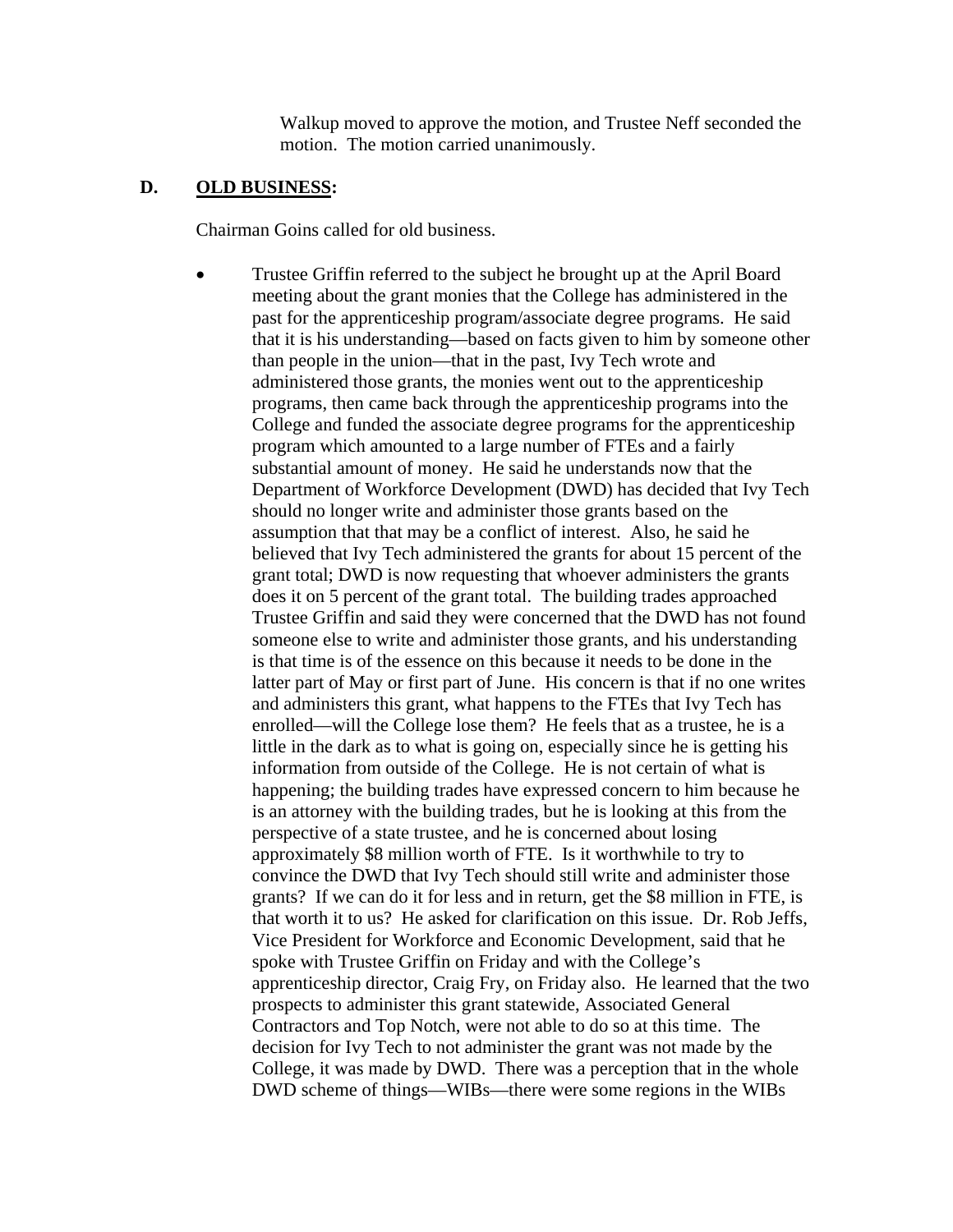Walkup moved to approve the motion, and Trustee Neff seconded the motion. The motion carried unanimously.

**D. <u>OLD BUSINESS</u>:**

Chairman Goins called for old business.

- Trustee Griffin referred to the subject he brought up at the April Board meeting about the grant monies that the College has administered in the past for the apprenticeship program/associate degree programs. He said that it is his understanding—based on facts given to him by someone other than people in the union—that in the past, Ivy Tech wrote and administered those grants, the monies went out to the apprenticeship programs, then came back through the apprenticeship programs into the College and funded the associate degree programs for the apprenticeship program which amounted to a large number of FTEs and a fairly substantial amount of money. He said he understands now that the Department of Workforce Development (DWD) has decided that Ivy Tech should no longer write and administer those grants based on the assumption that that may be a conflict of interest. Also, he said he believed that Ivy Tech administered the grants for about 15 percent of the grant total; DWD is now requesting that whoever administers the grants does it on 5 percent of the grant total. The building trades approached Trustee Griffin and said they were concerned that the DWD has not found someone else to write and administer those grants, and his understanding is that time is of the essence on this because it needs to be done in the latter part of May or first part of June. His concern is that if no one writes and administers this grant, what happens to the FTEs that Ivy Tech has enrolled—will the College lose them? He feels that as a trustee, he is a little in the dark as to what is going on, especially since he is getting his information from outside of the College. He is not certain of what is happening; the building trades have expressed concern to him because he is an attorney with the building trades, but he is looking at this from the perspective of a state trustee, and he is concerned about losing approximately $8 million worth of FTE. Is it worthwhile to try to convince the DWD that Ivy Tech should still write and administer those grants? If we can do it for less and in return, get the $8 million in FTE, is that worth it to us? He asked for clarification on this issue. Dr. Rob Jeffs, Vice President for Workforce and Economic Development, said that he spoke with Trustee Griffin on Friday and with the College's apprenticeship director, Craig Fry, on Friday also. He learned that the two prospects to administer this grant statewide, Associated General Contractors and Top Notch, were not able to do so at this time. The decision for Ivy Tech to not administer the grant was not made by the College, it was made by DWD. There was a perception that in the whole DWD scheme of things—WIBs—there were some regions in the WIBs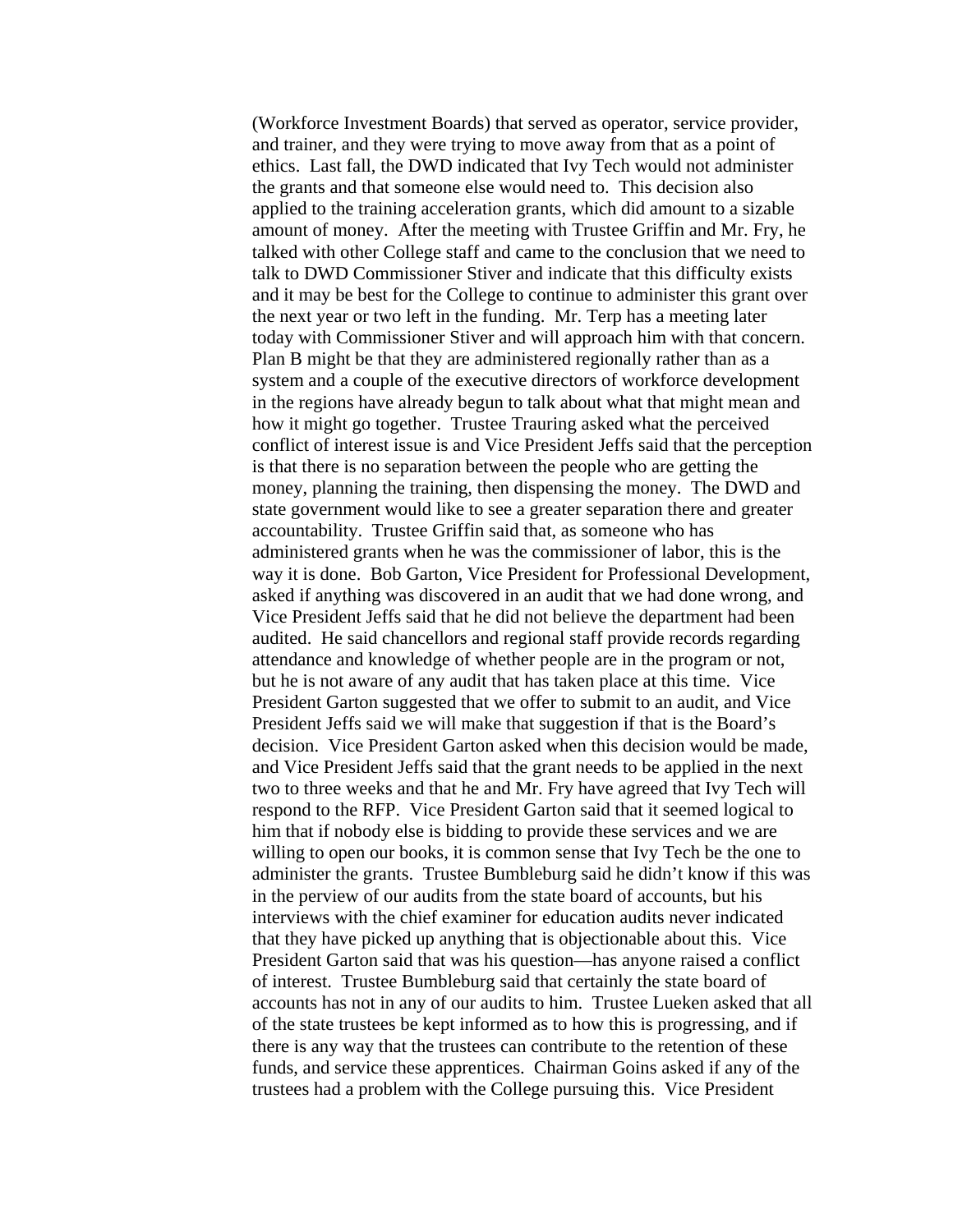(Workforce Investment Boards) that served as operator, service provider, and trainer, and they were trying to move away from that as a point of ethics. Last fall, the DWD indicated that Ivy Tech would not administer the grants and that someone else would need to. This decision also applied to the training acceleration grants, which did amount to a sizable amount of money. After the meeting with Trustee Griffin and Mr. Fry, he talked with other College staff and came to the conclusion that we need to talk to DWD Commissioner Stiver and indicate that this difficulty exists and it may be best for the College to continue to administer this grant over the next year or two left in the funding. Mr. Terp has a meeting later today with Commissioner Stiver and will approach him with that concern. Plan B might be that they are administered regionally rather than as a system and a couple of the executive directors of workforce development in the regions have already begun to talk about what that might mean and how it might go together. Trustee Trauring asked what the perceived conflict of interest issue is and Vice President Jeffs said that the perception is that there is no separation between the people who are getting the money, planning the training, then dispensing the money. The DWD and state government would like to see a greater separation there and greater accountability. Trustee Griffin said that, as someone who has administered grants when he was the commissioner of labor, this is the way it is done. Bob Garton, Vice President for Professional Development, asked if anything was discovered in an audit that we had done wrong, and Vice President Jeffs said that he did not believe the department had been audited. He said chancellors and regional staff provide records regarding attendance and knowledge of whether people are in the program or not, but he is not aware of any audit that has taken place at this time. Vice President Garton suggested that we offer to submit to an audit, and Vice President Jeffs said we will make that suggestion if that is the Board's decision. Vice President Garton asked when this decision would be made, and Vice President Jeffs said that the grant needs to be applied in the next two to three weeks and that he and Mr. Fry have agreed that Ivy Tech will respond to the RFP. Vice President Garton said that it seemed logical to him that if nobody else is bidding to provide these services and we are willing to open our books, it is common sense that Ivy Tech be the one to administer the grants. Trustee Bumbleburg said he didn't know if this was in the perview of our audits from the state board of accounts, but his interviews with the chief examiner for education audits never indicated that they have picked up anything that is objectionable about this. Vice President Garton said that was his question—has anyone raised a conflict of interest. Trustee Bumbleburg said that certainly the state board of accounts has not in any of our audits to him. Trustee Lueken asked that all of the state trustees be kept informed as to how this is progressing, and if there is any way that the trustees can contribute to the retention of these funds, and service these apprentices. Chairman Goins asked if any of the trustees had a problem with the College pursuing this. Vice President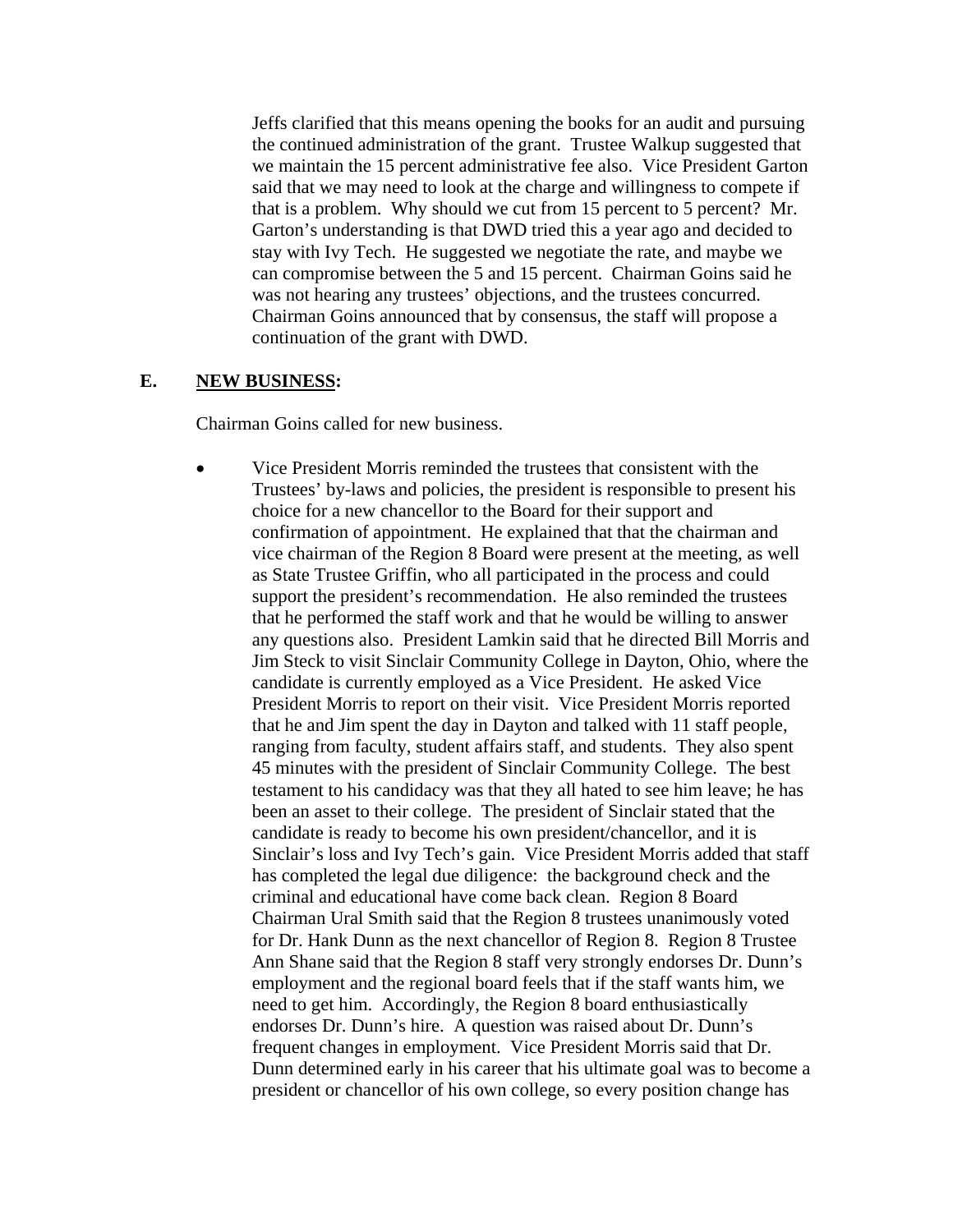Jeffs clarified that this means opening the books for an audit and pursuing the continued administration of the grant. Trustee Walkup suggested that we maintain the 15 percent administrative fee also. Vice President Garton said that we may need to look at the charge and willingness to compete if that is a problem. Why should we cut from 15 percent to 5 percent? Mr. Garton's understanding is that DWD tried this a year ago and decided to stay with Ivy Tech. He suggested we negotiate the rate, and maybe we can compromise between the 5 and 15 percent. Chairman Goins said he was not hearing any trustees' objections, and the trustees concurred. Chairman Goins announced that by consensus, the staff will propose a continuation of the grant with DWD.

## E. NEW BUSINESS:

Chairman Goins called for new business.

- Vice President Morris reminded the trustees that consistent with the Trustees' by-laws and policies, the president is responsible to present his choice for a new chancellor to the Board for their support and confirmation of appointment. He explained that that the chairman and vice chairman of the Region 8 Board were present at the meeting, as well as State Trustee Griffin, who all participated in the process and could support the president's recommendation. He also reminded the trustees that he performed the staff work and that he would be willing to answer any questions also. President Lamkin said that he directed Bill Morris and Jim Steck to visit Sinclair Community College in Dayton, Ohio, where the candidate is currently employed as a Vice President. He asked Vice President Morris to report on their visit. Vice President Morris reported that he and Jim spent the day in Dayton and talked with 11 staff people, ranging from faculty, student affairs staff, and students. They also spent 45 minutes with the president of Sinclair Community College. The best testament to his candidacy was that they all hated to see him leave; he has been an asset to their college. The president of Sinclair stated that the candidate is ready to become his own president/chancellor, and it is Sinclair's loss and Ivy Tech's gain. Vice President Morris added that staff has completed the legal due diligence: the background check and the criminal and educational have come back clean. Region 8 Board Chairman Ural Smith said that the Region 8 trustees unanimously voted for Dr. Hank Dunn as the next chancellor of Region 8. Region 8 Trustee Ann Shane said that the Region 8 staff very strongly endorses Dr. Dunn's employment and the regional board feels that if the staff wants him, we need to get him. Accordingly, the Region 8 board enthusiastically endorses Dr. Dunn's hire. A question was raised about Dr. Dunn's frequent changes in employment. Vice President Morris said that Dr. Dunn determined early in his career that his ultimate goal was to become a president or chancellor of his own college, so every position change has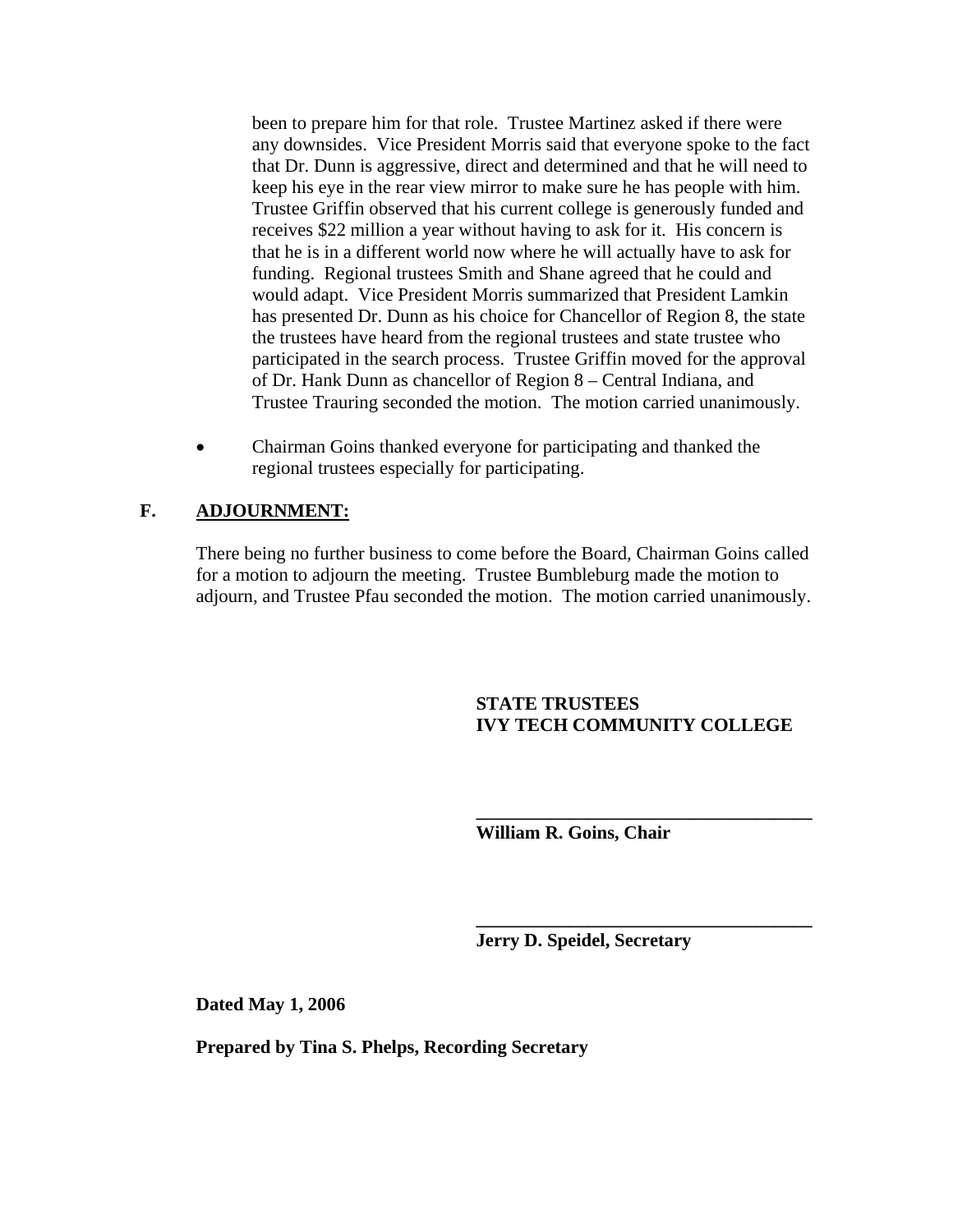been to prepare him for that role. Trustee Martinez asked if there were any downsides. Vice President Morris said that everyone spoke to the fact that Dr. Dunn is aggressive, direct and determined and that he will need to keep his eye in the rear view mirror to make sure he has people with him. Trustee Griffin observed that his current college is generously funded and receives $22 million a year without having to ask for it. His concern is that he is in a different world now where he will actually have to ask for funding. Regional trustees Smith and Shane agreed that he could and would adapt. Vice President Morris summarized that President Lamkin has presented Dr. Dunn as his choice for Chancellor of Region 8, the state the trustees have heard from the regional trustees and state trustee who participated in the search process. Trustee Griffin moved for the approval of Dr. Hank Dunn as chancellor of Region 8 – Central Indiana, and Trustee Trauring seconded the motion. The motion carried unanimously.

- Chairman Goins thanked everyone for participating and thanked the regional trustees especially for participating.

**F. ADJOURNMENT:**

There being no further business to come before the Board, Chairman Goins called for a motion to adjourn the meeting. Trustee Bumbleburg made the motion to adjourn, and Trustee Pfau seconded the motion. The motion carried unanimously.

**STATE TRUSTEES**
**IVY TECH COMMUNITY COLLEGE**

_____________________________________
**William R. Goins, Chair**

_____________________________________
**Jerry D. Speidel, Secretary**

**Dated May 1, 2006**

**Prepared by Tina S. Phelps, Recording Secretary**